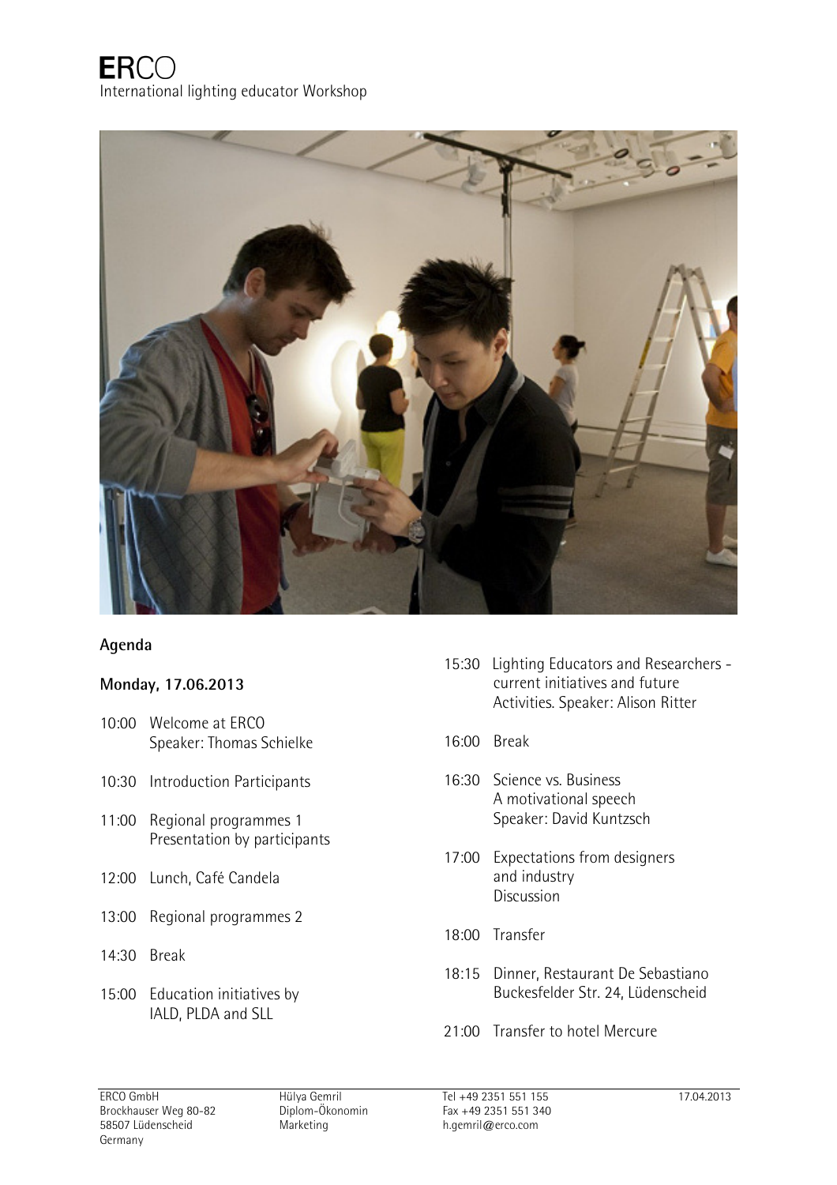# ERCO

International lighting educator Workshop

## Agenda

### Monday, 17.06.2013

- 10:00 Welcome at ERCO
  Speaker: Thomas Schielke
- 10:30 Introduction Participants
- 11:00 Regional programmes 1
  Presentation by participants
- 12:00 Lunch, Café Candela
- 13:00 Regional programmes 2
- 14:30 Break
- 15:00 Education initiatives by IALD, PLDA and SLL
- 15:30 Lighting Educators and Researchers - current initiatives and future Activities. Speaker: Alison Ritter
- 16:00 Break
- 16:30 Science vs. Business
  A motivational speech
  Speaker: David Kuntzsch
- 17:00 Expectations from designers and industry
  Discussion
- 18:00 Transfer
- 18:15 Dinner, Restaurant De Sebastiano
  Buckesfelder Str. 24, Lüdenscheid
- 21:00 Transfer to hotel Mercure

ERCO GmbH
Brockhauser Weg 80-82
58507 Lüdenscheid
Germany

Hülya Gemril
Diplom-Ökonomin
Marketing

Tel +49 2351 551 155
Fax +49 2351 551 340
h.gemril@erco.com

17.04.2013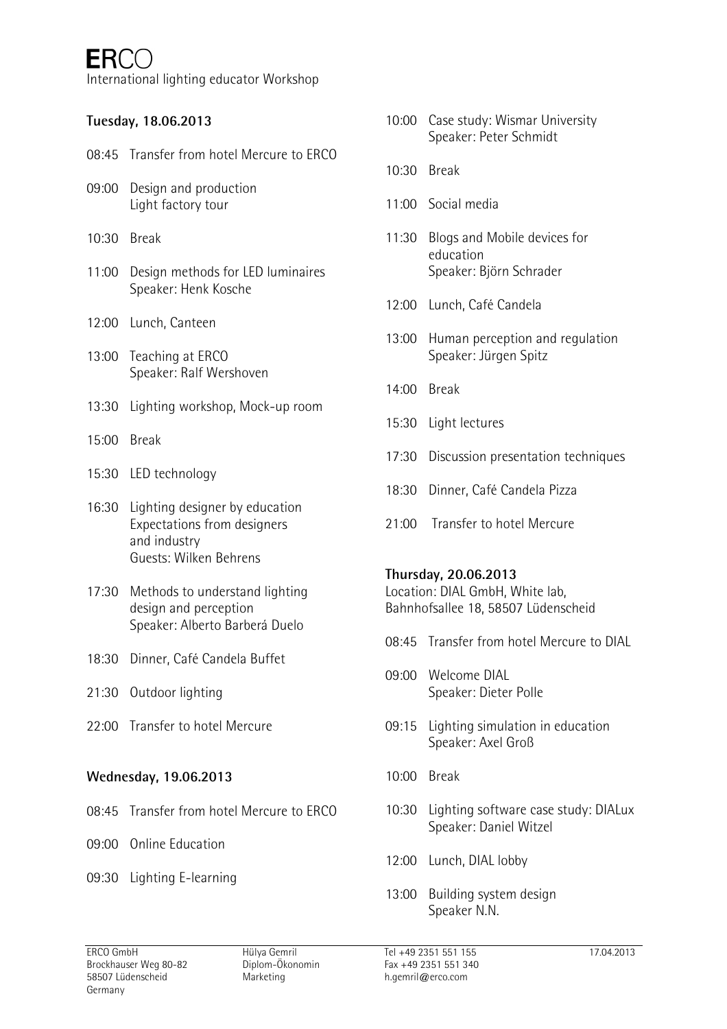# ERCO

International lighting educator Workshop

**Tuesday, 18.06.2013**

08:45 Transfer from hotel Mercure to ERCO

09:00 Design and production
Light factory tour

10:30 Break

11:00 Design methods for LED luminaires
Speaker: Henk Kosche

12:00 Lunch, Canteen

13:00 Teaching at ERCO
Speaker: Ralf Wershoven

13:30 Lighting workshop, Mock-up room

15:00 Break

15:30 LED technology

16:30 Lighting designer by education
Expectations from designers
and industry
Guests: Wilken Behrens

17:30 Methods to understand lighting
design and perception
Speaker: Alberto Barberá Duelo

18:30 Dinner, Café Candela Buffet

21:30 Outdoor lighting

22:00 Transfer to hotel Mercure

**Wednesday, 19.06.2013**

08:45 Transfer from hotel Mercure to ERCO

09:00 Online Education

09:30 Lighting E-learning

10:00 Case study: Wismar University
Speaker: Peter Schmidt

10:30 Break

11:00 Social media

11:30 Blogs and Mobile devices for
education
Speaker: Björn Schrader

12:00 Lunch, Café Candela

13:00 Human perception and regulation
Speaker: Jürgen Spitz

14:00 Break

15:30 Light lectures

17:30 Discussion presentation techniques

18:30 Dinner, Café Candela Pizza

21:00 Transfer to hotel Mercure

**Thursday, 20.06.2013**
Location: DIAL GmbH, White lab,
Bahnhofsallee 18, 58507 Lüdenscheid

08:45 Transfer from hotel Mercure to DIAL

09:00 Welcome DIAL
Speaker: Dieter Polle

09:15 Lighting simulation in education
Speaker: Axel Groß

10:00 Break

10:30 Lighting software case study: DIALux
Speaker: Daniel Witzel

12:00 Lunch, DIAL lobby

13:00 Building system design
Speaker N.N.

ERCO GmbH
Brockhauser Weg 80-82
58507 Lüdenscheid
Germany

Hülya Gemril
Diplom-Ökonomin
Marketing

Tel +49 2351 551 155
Fax +49 2351 551 340
h.gemril@erco.com

17.04.2013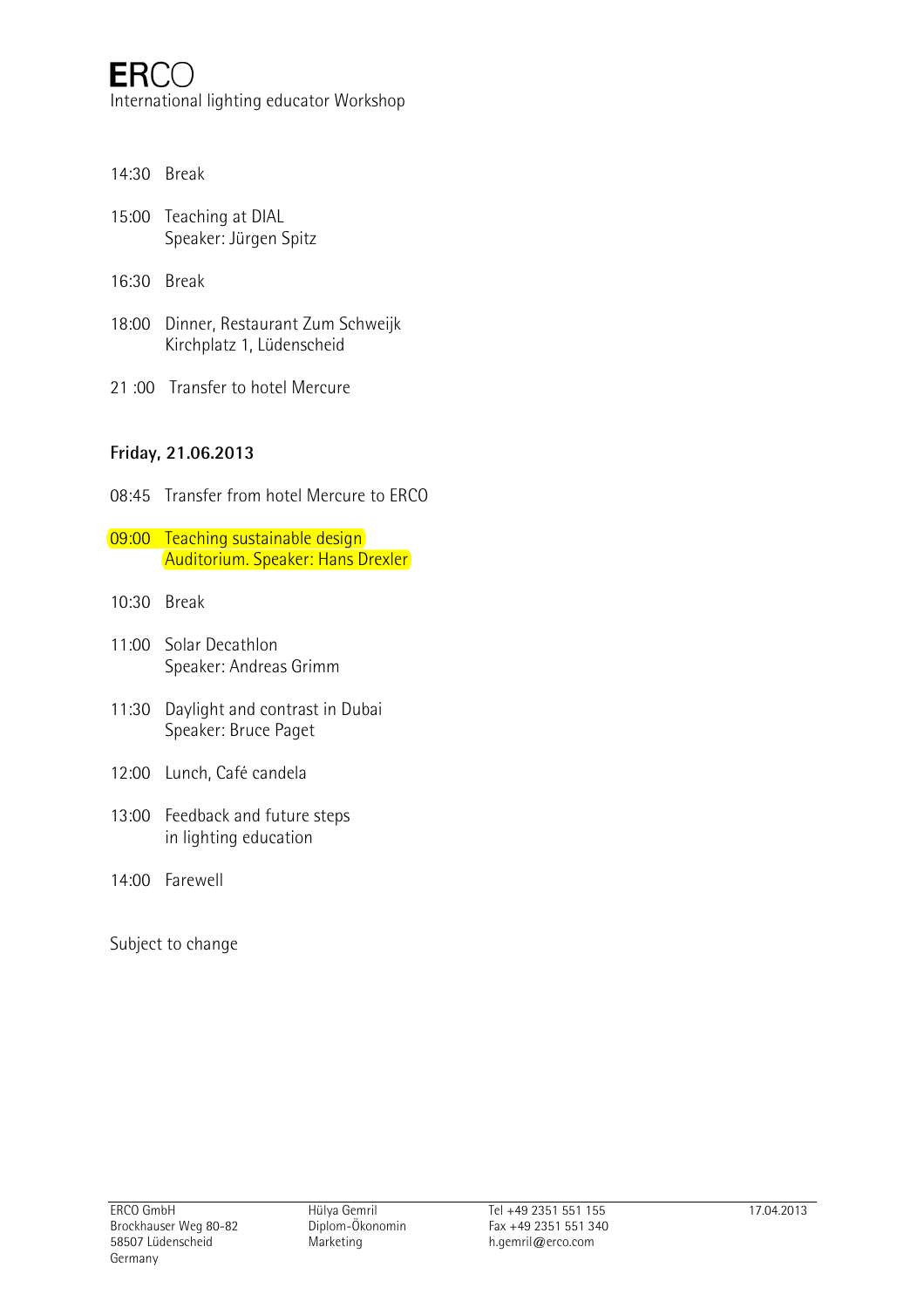14:30 Break

15:00 Teaching at DIAL
Speaker: Jürgen Spitz

16:30 Break

18:00 Dinner, Restaurant Zum Schweijk
Kirchplatz 1, Lüdenscheid

21 :00 Transfer to hotel Mercure

**Friday, 21.06.2013**

08:45 Transfer from hotel Mercure to ERCO

09:00 Teaching sustainable design
Auditorium. Speaker: Hans Drexler

10:30 Break

11:00 Solar Decathlon
Speaker: Andreas Grimm

11:30 Daylight and contrast in Dubai
Speaker: Bruce Paget

12:00 Lunch, Café candela

13:00 Feedback and future steps
in lighting education

14:00 Farewell

Subject to change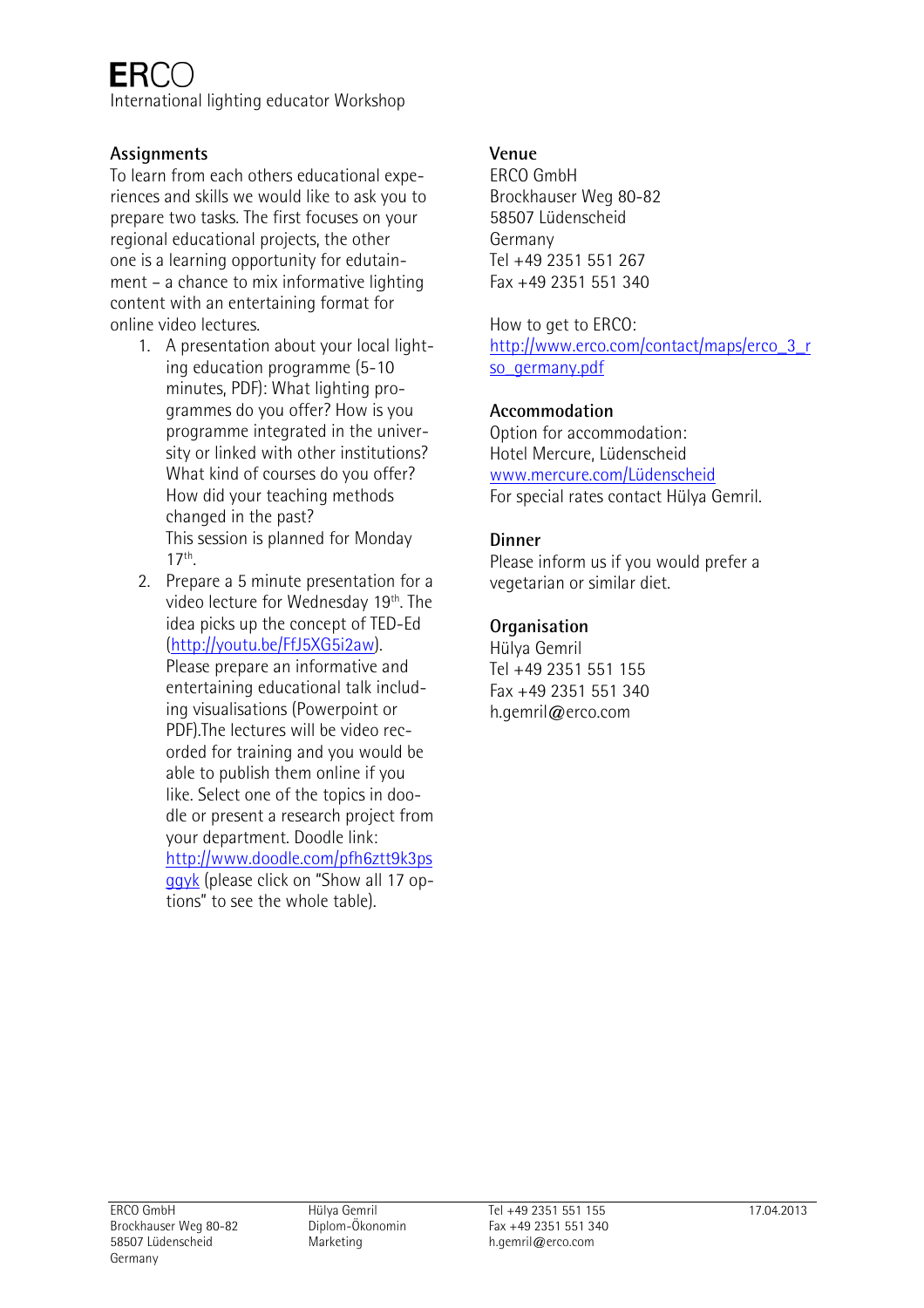**ERCO**
International lighting educator Workshop

## Assignments

To learn from each others educational experiences and skills we would like to ask you to prepare two tasks. The first focuses on your regional educational projects, the other one is a learning opportunity for edutainment – a chance to mix informative lighting content with an entertaining format for online video lectures.

1. A presentation about your local lighting education programme (5-10 minutes, PDF): What lighting programmes do you offer? How is you programme integrated in the university or linked with other institutions? What kind of courses do you offer? How did your teaching methods changed in the past?
   This session is planned for Monday 17th.
2. Prepare a 5 minute presentation for a video lecture for Wednesday 19th. The idea picks up the concept of TED-Ed (http://youtu.be/FfJ5XG5i2aw). Please prepare an informative and entertaining educational talk including visualisations (Powerpoint or PDF).The lectures will be video recorded for training and you would be able to publish them online if you like. Select one of the topics in doodle or present a research project from your department. Doodle link: http://www.doodle.com/pfh6ztt9k3psggyk (please click on "Show all 17 options" to see the whole table).

## Venue

ERCO GmbH
Brockhauser Weg 80-82
58507 Lüdenscheid
Germany
Tel +49 2351 551 267
Fax +49 2351 551 340

How to get to ERCO:
http://www.erco.com/contact/maps/erco_3_rso_germany.pdf

## Accommodation

Option for accommodation:
Hotel Mercure, Lüdenscheid
www.mercure.com/Lüdenscheid
For special rates contact Hülya Gemril.

## Dinner

Please inform us if you would prefer a vegetarian or similar diet.

## Organisation

Hülya Gemril
Tel +49 2351 551 155
Fax +49 2351 551 340
h.gemril@erco.com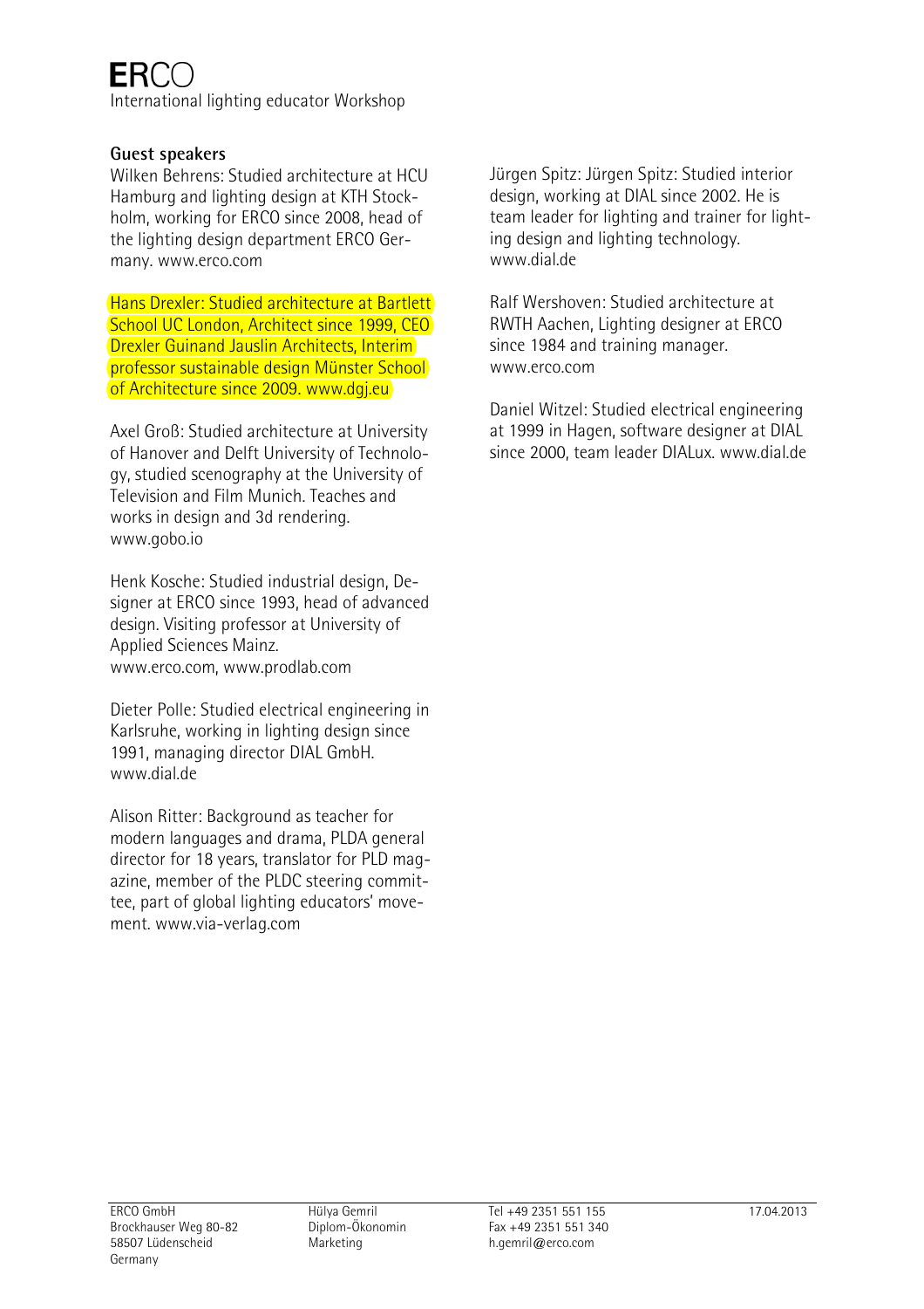**ERCO**
International lighting educator Workshop

**Guest speakers**

Wilken Behrens: Studied architecture at HCU Hamburg and lighting design at KTH Stockholm, working for ERCO since 2008, head of the lighting design department ERCO Germany. www.erco.com

Hans Drexler: Studied architecture at Bartlett School UC London, Architect since 1999, CEO Drexler Guinand Jauslin Architects, Interim professor sustainable design Münster School of Architecture since 2009. www.dgj.eu

Axel Groß: Studied architecture at University of Hanover and Delft University of Technology, studied scenography at the University of Television and Film Munich. Teaches and works in design and 3d rendering. www.gobo.io

Henk Kosche: Studied industrial design, Designer at ERCO since 1993, head of advanced design. Visiting professor at University of Applied Sciences Mainz. www.erco.com, www.prodlab.com

Dieter Polle: Studied electrical engineering in Karlsruhe, working in lighting design since 1991, managing director DIAL GmbH. www.dial.de

Alison Ritter: Background as teacher for modern languages and drama, PLDA general director for 18 years, translator for PLD magazine, member of the PLDC steering committee, part of global lighting educators' movement. www.via-verlag.com

Jürgen Spitz: Jürgen Spitz: Studied interior design, working at DIAL since 2002. He is team leader for lighting and trainer for lighting design and lighting technology. www.dial.de

Ralf Wershoven: Studied architecture at RWTH Aachen, Lighting designer at ERCO since 1984 and training manager. www.erco.com

Daniel Witzel: Studied electrical engineering at 1999 in Hagen, software designer at DIAL since 2000, team leader DIALux. www.dial.de

ERCO GmbH
Brockhauser Weg 80-82
58507 Lüdenscheid
Germany

Hülya Gemril
Diplom-Ökonomin
Marketing

Tel +49 2351 551 155
Fax +49 2351 551 340
h.gemril@erco.com

17.04.2013